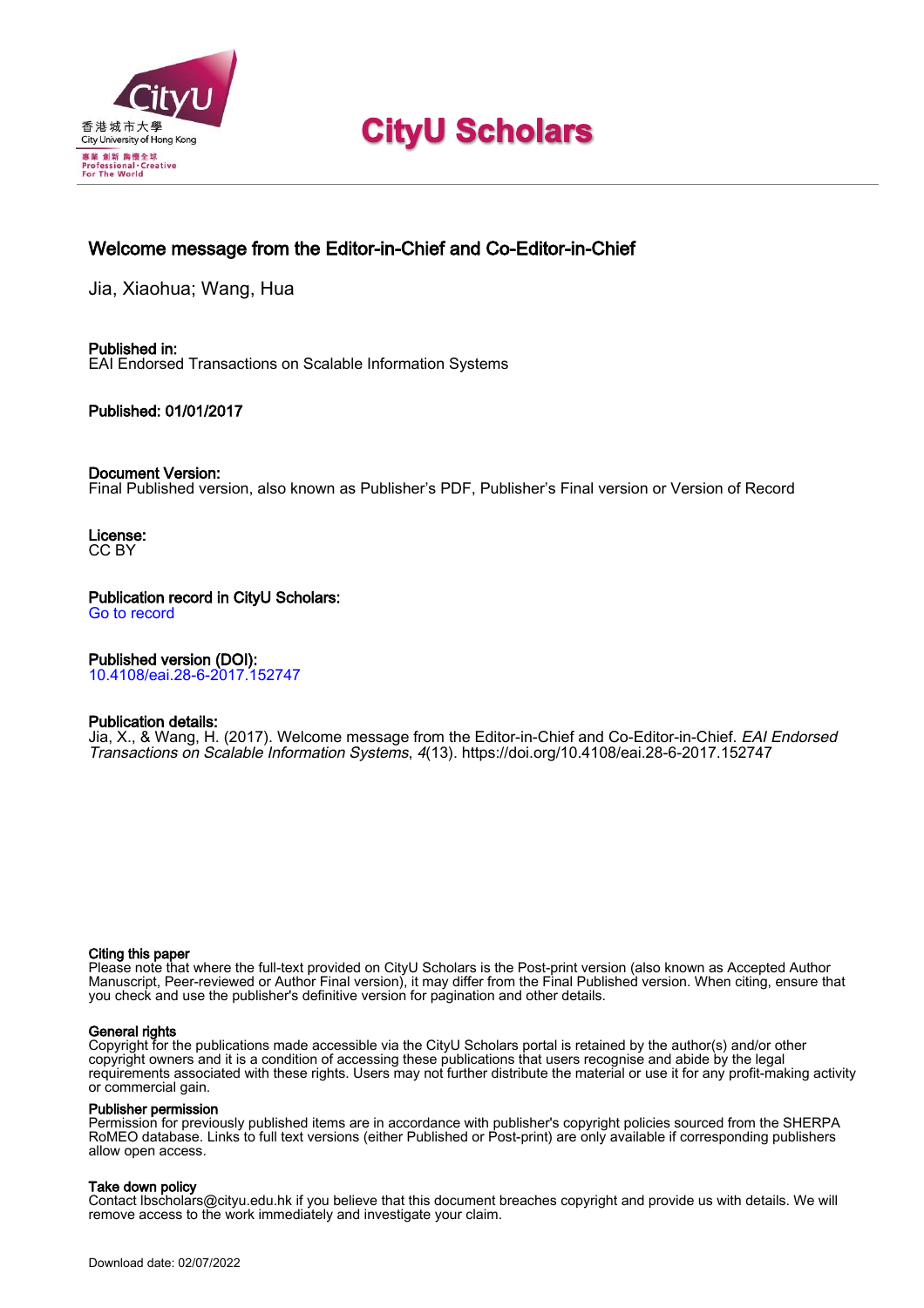# CityU Scholars

## Welcome message from the Editor-in-Chief and Co-Editor-in-Chief

Jia, Xiaohua; Wang, Hua

**Published in:**
EAI Endorsed Transactions on Scalable Information Systems

**Published: 01/01/2017**

**Document Version:**
Final Published version, also known as Publisher's PDF, Publisher's Final version or Version of Record

**License:**
CC BY

**Publication record in CityU Scholars:**
Go to record

**Published version (DOI):**
10.4108/eai.28-6-2017.152747

**Publication details:**
Jia, X., & Wang, H. (2017). Welcome message from the Editor-in-Chief and Co-Editor-in-Chief. *EAI Endorsed Transactions on Scalable Information Systems*, *4*(13). https://doi.org/10.4108/eai.28-6-2017.152747

**Citing this paper**
Please note that where the full-text provided on CityU Scholars is the Post-print version (also known as Accepted Author Manuscript, Peer-reviewed or Author Final version), it may differ from the Final Published version. When citing, ensure that you check and use the publisher's definitive version for pagination and other details.

**General rights**
Copyright for the publications made accessible via the CityU Scholars portal is retained by the author(s) and/or other copyright owners and it is a condition of accessing these publications that users recognise and abide by the legal requirements associated with these rights. Users may not further distribute the material or use it for any profit-making activity or commercial gain.

**Publisher permission**
Permission for previously published items are in accordance with publisher's copyright policies sourced from the SHERPA RoMEO database. Links to full text versions (either Published or Post-print) are only available if corresponding publishers allow open access.

**Take down policy**
Contact lbscholars@cityu.edu.hk if you believe that this document breaches copyright and provide us with details. We will remove access to the work immediately and investigate your claim.

Download date: 02/07/2022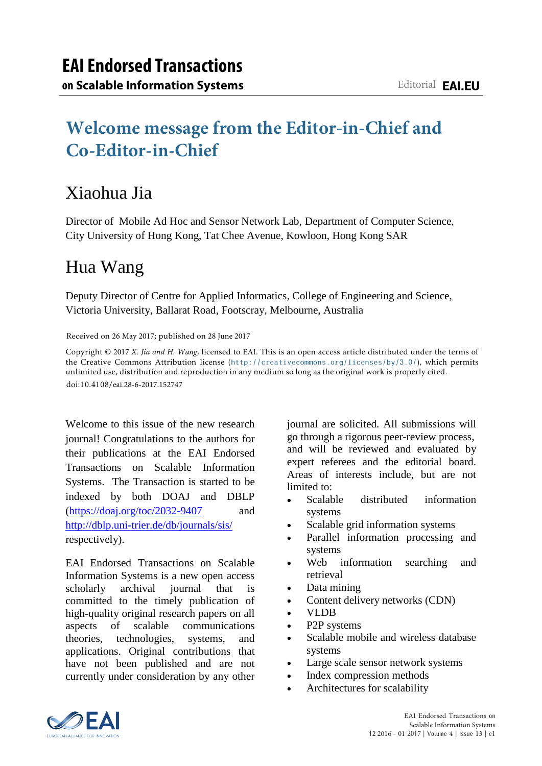# Welcome message from the Editor-in-Chief and Co-Editor-in-Chief

## Xiaohua Jia

Director of Mobile Ad Hoc and Sensor Network Lab, Department of Computer Science, City University of Hong Kong, Tat Chee Avenue, Kowloon, Hong Kong SAR

## Hua Wang

Deputy Director of Centre for Applied Informatics, College of Engineering and Science, Victoria University, Ballarat Road, Footscray, Melbourne, Australia

Received on 26 May 2017; published on 28 June 2017

Copyright © 2017 *X. Jia and H. Wang*, licensed to EAI. This is an open access article distributed under the terms of the Creative Commons Attribution license (http://creativecommons.org/licenses/by/3.0/), which permits unlimited use, distribution and reproduction in any medium so long as the original work is properly cited.

doi:10.4108/eai.28-6-2017.152747

Welcome to this issue of the new research journal! Congratulations to the authors for their publications at the EAI Endorsed Transactions on Scalable Information Systems. The Transaction is started to be indexed by both DOAJ and DBLP (https://doaj.org/toc/2032-9407 and http://dblp.uni-trier.de/db/journals/sis/ respectively).

EAI Endorsed Transactions on Scalable Information Systems is a new open access scholarly archival journal that is committed to the timely publication of high-quality original research papers on all aspects of scalable communications theories, technologies, systems, and applications. Original contributions that have not been published and are not currently under consideration by any other journal are solicited. All submissions will go through a rigorous peer-review process, and will be reviewed and evaluated by expert referees and the editorial board. Areas of interests include, but are not limited to:

- Scalable distributed information systems
- Scalable grid information systems
- Parallel information processing and systems
- Web information searching and retrieval
- Data mining
- Content delivery networks (CDN)
- VLDB
- P2P systems
- Scalable mobile and wireless database systems
- Large scale sensor network systems
- Index compression methods
- Architectures for scalability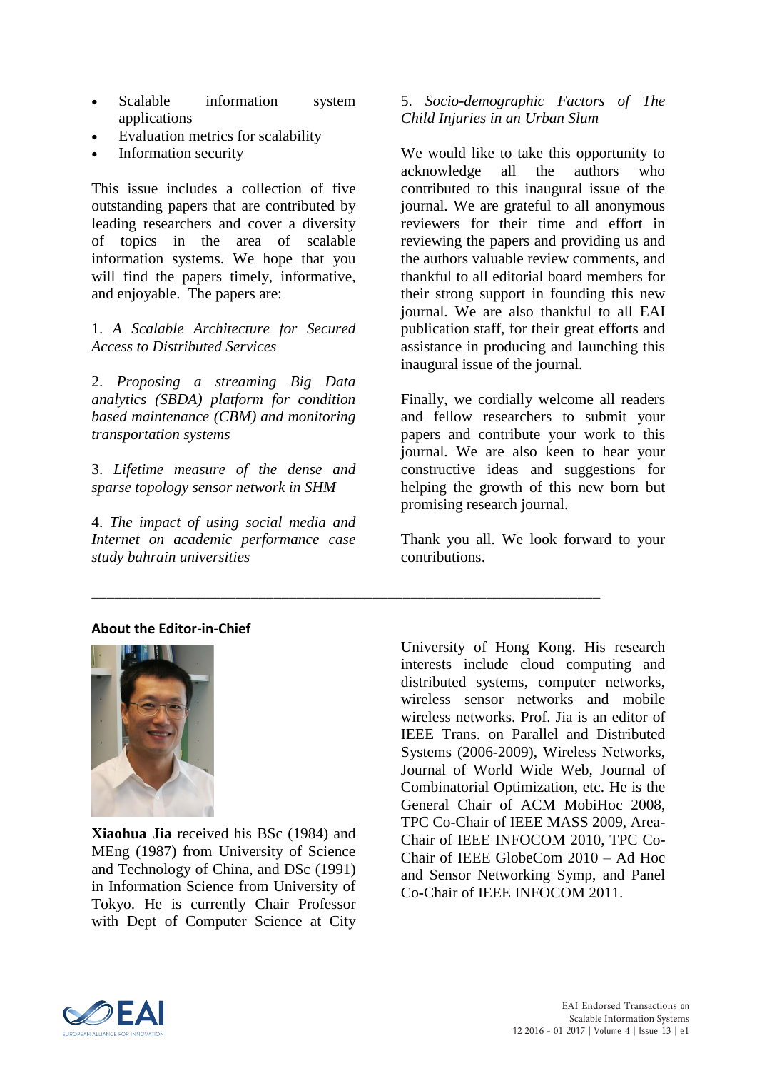- Scalable information system applications
- Evaluation metrics for scalability
- Information security

This issue includes a collection of five outstanding papers that are contributed by leading researchers and cover a diversity of topics in the area of scalable information systems. We hope that you will find the papers timely, informative, and enjoyable. The papers are:

1. *A Scalable Architecture for Secured Access to Distributed Services*

2. *Proposing a streaming Big Data analytics (SBDA) platform for condition based maintenance (CBM) and monitoring transportation systems*

3. *Lifetime measure of the dense and sparse topology sensor network in SHM*

4. *The impact of using social media and Internet on academic performance case study bahrain universities*

5. *Socio-demographic Factors of The Child Injuries in an Urban Slum*

We would like to take this opportunity to acknowledge all the authors who contributed to this inaugural issue of the journal. We are grateful to all anonymous reviewers for their time and effort in reviewing the papers and providing us and the authors valuable review comments, and thankful to all editorial board members for their strong support in founding this new journal. We are also thankful to all EAI publication staff, for their great efforts and assistance in producing and launching this inaugural issue of the journal.

Finally, we cordially welcome all readers and fellow researchers to submit your papers and contribute your work to this journal. We are also keen to hear your constructive ideas and suggestions for helping the growth of this new born but promising research journal.

Thank you all. We look forward to your contributions.

---

**About the Editor-in-Chief**

**Xiaohua Jia** received his BSc (1984) and MEng (1987) from University of Science and Technology of China, and DSc (1991) in Information Science from University of Tokyo. He is currently Chair Professor with Dept of Computer Science at City University of Hong Kong. His research interests include cloud computing and distributed systems, computer networks, wireless sensor networks and mobile wireless networks. Prof. Jia is an editor of IEEE Trans. on Parallel and Distributed Systems (2006-2009), Wireless Networks, Journal of World Wide Web, Journal of Combinatorial Optimization, etc. He is the General Chair of ACM MobiHoc 2008, TPC Co-Chair of IEEE MASS 2009, Area-Chair of IEEE INFOCOM 2010, TPC Co-Chair of IEEE GlobeCom 2010 – Ad Hoc and Sensor Networking Symp, and Panel Co-Chair of IEEE INFOCOM 2011.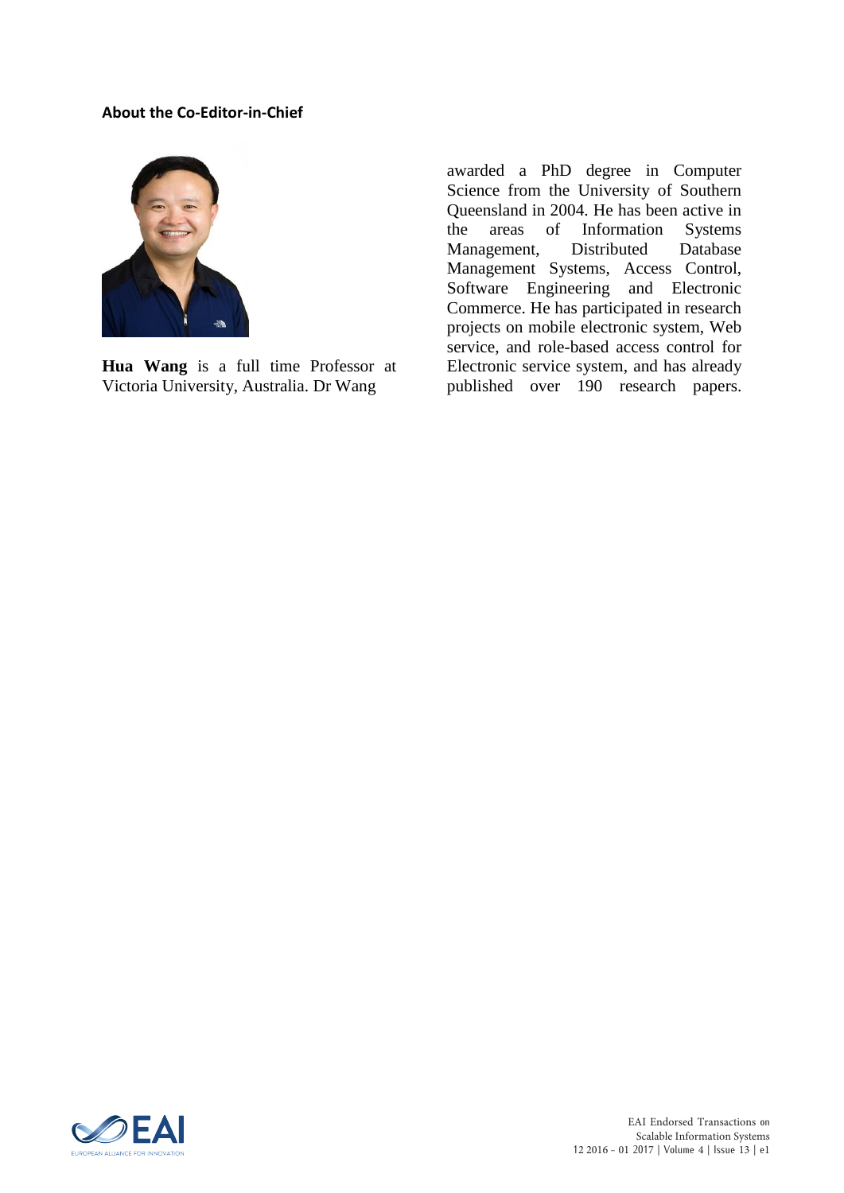**About the Co-Editor-in-Chief**

**Hua Wang** is a full time Professor at Victoria University, Australia. Dr Wang awarded a PhD degree in Computer Science from the University of Southern Queensland in 2004. He has been active in the areas of Information Systems Management, Distributed Database Management Systems, Access Control, Software Engineering and Electronic Commerce. He has participated in research projects on mobile electronic system, Web service, and role-based access control for Electronic service system, and has already published over 190 research papers.